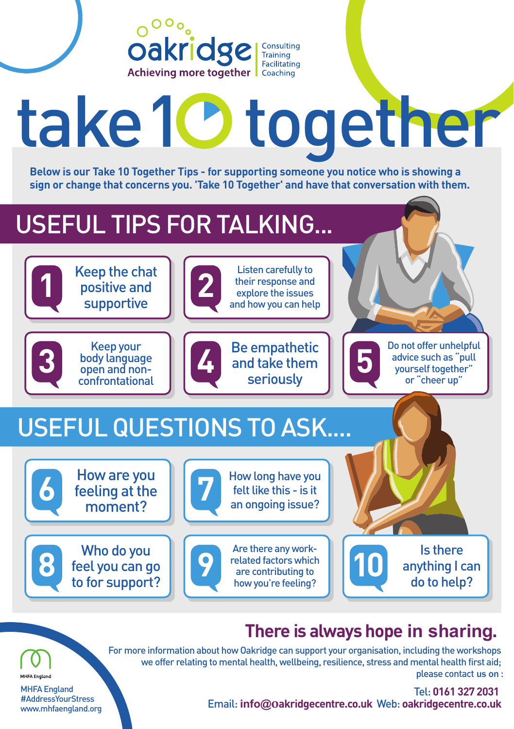oakridge

Achieving more together

Consulting
Training
Facilitating
Coaching

# take 10 together

**Below is our Take 10 Together Tips - for supporting someone you notice who is showing a sign or change that concerns you. 'Take 10 Together' and have that conversation with them.**

## USEFUL TIPS FOR TALKING...

1. Keep the chat positive and supportive
2. Listen carefully to their response and explore the issues and how you can help
3. Keep your body language open and non-confrontational
4. Be empathetic and take them seriously
5. Do not offer unhelpful advice such as "pull yourself together" or "cheer up"

## USEFUL QUESTIONS TO ASK....

6. How are you feeling at the moment?
7. How long have you felt like this - is it an ongoing issue?
8. Who do you feel you can go to for support?
9. Are there any work-related factors which are contributing to how you're feeling?
10. Is there anything I can do to help?

## There is always hope in sharing.

For more information about how Oakridge can support your organisation, including the workshops we offer relating to mental health, wellbeing, resilience, stress and mental health first aid; please contact us on :

Tel: **0161 327 2031**

Email: **info@oakridgecentre.co.uk** Web: **oakridgecentre.co.uk**

MHFA England

MHFA England
#AddressYourStress
www.mhfaengland.org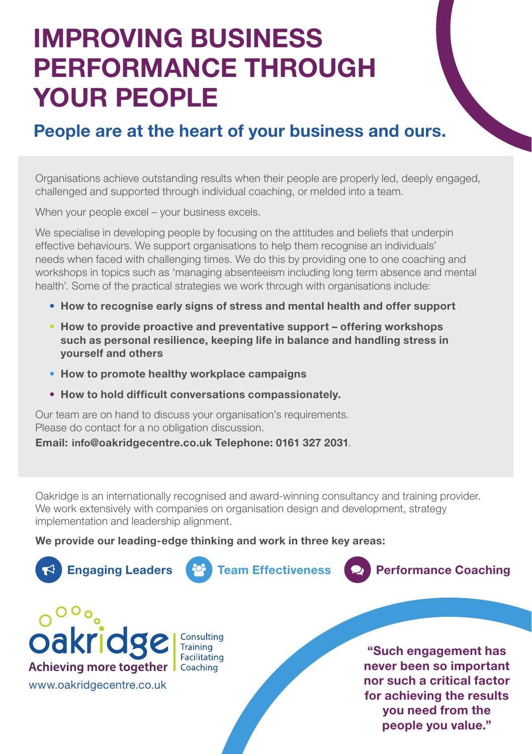# IMPROVING BUSINESS PERFORMANCE THROUGH YOUR PEOPLE

## People are at the heart of your business and ours.

Organisations achieve outstanding results when their people are properly led, deeply engaged, challenged and supported through individual coaching, or melded into a team.

When your people excel – your business excels.

We specialise in developing people by focusing on the attitudes and beliefs that underpin effective behaviours. We support organisations to help them recognise an individuals' needs when faced with challenging times. We do this by providing one to one coaching and workshops in topics such as 'managing absenteeism including long term absence and mental health'. Some of the practical strategies we work through with organisations include:

- **How to recognise early signs of stress and mental health and offer support**
- **How to provide proactive and preventative support – offering workshops such as personal resilience, keeping life in balance and handling stress in yourself and others**
- **How to promote healthy workplace campaigns**
- **How to hold difficult conversations compassionately.**

Our team are on hand to discuss your organisation's requirements.
Please do contact for a no obligation discussion.
**Email: info@oakridgecentre.co.uk Telephone: 0161 327 2031**.

Oakridge is an internationally recognised and award-winning consultancy and training provider. We work extensively with companies on organisation design and development, strategy implementation and leadership alignment.

**We provide our leading-edge thinking and work in three key areas:**

**Engaging Leaders** **Team Effectiveness** **Performance Coaching**

oakridge
Achieving more together
Consulting
Training
Facilitating
Coaching

www.oakridgecentre.co.uk

**"Such engagement has never been so important nor such a critical factor for achieving the results you need from the people you value."**